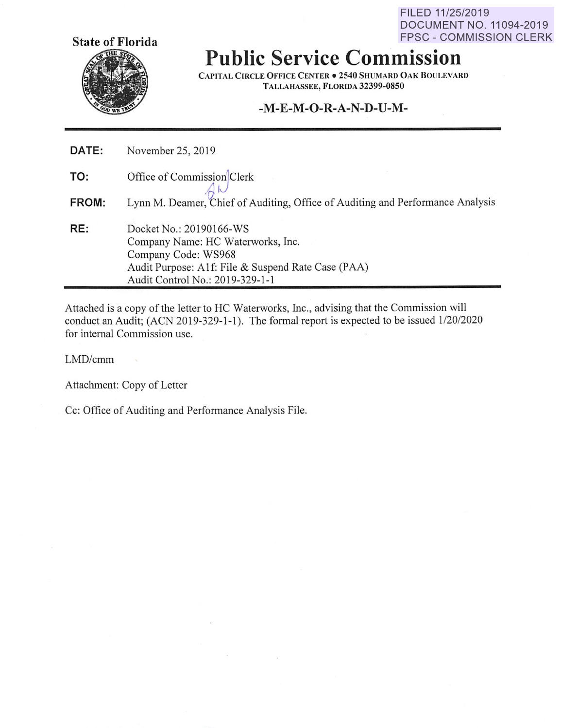FILED 11/25/2019
DOCUMENT NO. 11094-2019
FPSC - COMMISSION CLERK

**State of Florida**

# Public Service Commission

CAPITAL CIRCLE OFFICE CENTER • 2540 SHUMARD OAK BOULEVARD
TALLAHASSEE, FLORIDA 32399-0850

## -M-E-M-O-R-A-N-D-U-M-

**DATE:** November 25, 2019

**TO:** Office of Commission Clerk

**FROM:** Lynn M. Deamer, Chief of Auditing, Office of Auditing and Performance Analysis

**RE:** Docket No.: 20190166-WS
Company Name: HC Waterworks, Inc.
Company Code: WS968
Audit Purpose: A1f: File & Suspend Rate Case (PAA)
Audit Control No.: 2019-329-1-1

Attached is a copy of the letter to HC Waterworks, Inc., advising that the Commission will conduct an Audit; (ACN 2019-329-1-1). The formal report is expected to be issued 1/20/2020 for internal Commission use.

LMD/cmm

Attachment: Copy of Letter

Cc: Office of Auditing and Performance Analysis File.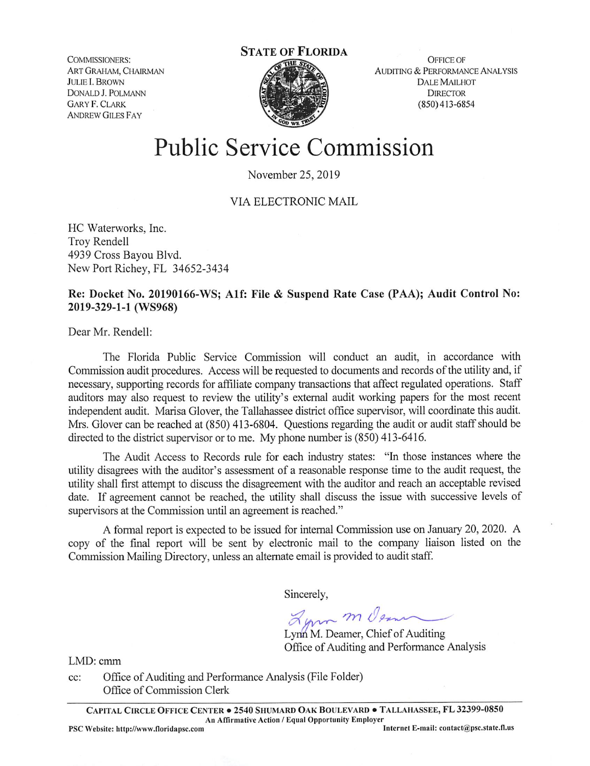COMMISSIONERS:
ART GRAHAM, CHAIRMAN
JULIE I. BROWN
DONALD J. POLMANN
GARY F. CLARK
ANDREW GILES FAY

**STATE OF FLORIDA**

OFFICE OF
AUDITING & PERFORMANCE ANALYSIS
DALE MAILHOT
DIRECTOR
(850) 413-6854

# Public Service Commission

November 25, 2019

VIA ELECTRONIC MAIL

HC Waterworks, Inc.
Troy Rendell
4939 Cross Bayou Blvd.
New Port Richey, FL 34652-3434

**Re: Docket No. 20190166-WS; A1f: File & Suspend Rate Case (PAA); Audit Control No: 2019-329-1-1 (WS968)**

Dear Mr. Rendell:

The Florida Public Service Commission will conduct an audit, in accordance with Commission audit procedures. Access will be requested to documents and records of the utility and, if necessary, supporting records for affiliate company transactions that affect regulated operations. Staff auditors may also request to review the utility's external audit working papers for the most recent independent audit. Marisa Glover, the Tallahassee district office supervisor, will coordinate this audit. Mrs. Glover can be reached at (850) 413-6804. Questions regarding the audit or audit staff should be directed to the district supervisor or to me. My phone number is (850) 413-6416.

The Audit Access to Records rule for each industry states: "In those instances where the utility disagrees with the auditor's assessment of a reasonable response time to the audit request, the utility shall first attempt to discuss the disagreement with the auditor and reach an acceptable revised date. If agreement cannot be reached, the utility shall discuss the issue with successive levels of supervisors at the Commission until an agreement is reached."

A formal report is expected to be issued for internal Commission use on January 20, 2020. A copy of the final report will be sent by electronic mail to the company liaison listed on the Commission Mailing Directory, unless an alternate email is provided to audit staff.

Sincerely,

Lynn M. Deamer, Chief of Auditing
Office of Auditing and Performance Analysis

LMD: cmm

cc: Office of Auditing and Performance Analysis (File Folder)
Office of Commission Clerk

CAPITAL CIRCLE OFFICE CENTER • 2540 SHUMARD OAK BOULEVARD • TALLAHASSEE, FL 32399-0850
An Affirmative Action / Equal Opportunity Employer
PSC Website: http://www.floridapsc.com Internet E-mail: contact@psc.state.fl.us